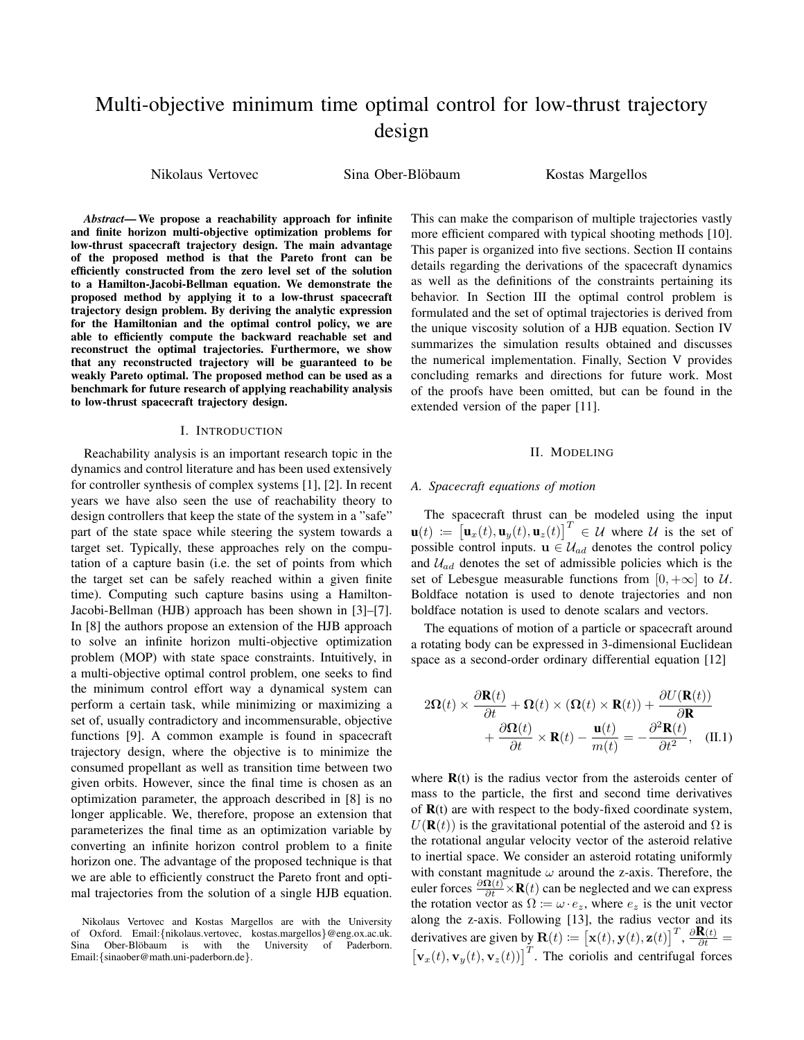# Multi-objective minimum time optimal control for low-thrust trajectory design

Nikolaus Vertovec Sina Ober-Blöbaum Kostas Margellos

***Abstract*— We propose a reachability approach for infinite and finite horizon multi-objective optimization problems for low-thrust spacecraft trajectory design. The main advantage of the proposed method is that the Pareto front can be efficiently constructed from the zero level set of the solution to a Hamilton-Jacobi-Bellman equation. We demonstrate the proposed method by applying it to a low-thrust spacecraft trajectory design problem. By deriving the analytic expression for the Hamiltonian and the optimal control policy, we are able to efficiently compute the backward reachable set and reconstruct the optimal trajectories. Furthermore, we show that any reconstructed trajectory will be guaranteed to be weakly Pareto optimal. The proposed method can be used as a benchmark for future research of applying reachability analysis to low-thrust spacecraft trajectory design.**

## I. Introduction

Reachability analysis is an important research topic in the dynamics and control literature and has been used extensively for controller synthesis of complex systems [1], [2]. In recent years we have also seen the use of reachability theory to design controllers that keep the state of the system in a "safe" part of the state space while steering the system towards a target set. Typically, these approaches rely on the computation of a capture basin (i.e. the set of points from which the target set can be safely reached within a given finite time). Computing such capture basins using a Hamilton-Jacobi-Bellman (HJB) approach has been shown in [3]–[7]. In [8] the authors propose an extension of the HJB approach to solve an infinite horizon multi-objective optimization problem (MOP) with state space constraints. Intuitively, in a multi-objective optimal control problem, one seeks to find the minimum control effort way a dynamical system can perform a certain task, while minimizing or maximizing a set of, usually contradictory and incommensurable, objective functions [9]. A common example is found in spacecraft trajectory design, where the objective is to minimize the consumed propellant as well as transition time between two given orbits. However, since the final time is chosen as an optimization parameter, the approach described in [8] is no longer applicable. We, therefore, propose an extension that parameterizes the final time as an optimization variable by converting an infinite horizon control problem to a finite horizon one. The advantage of the proposed technique is that we are able to efficiently construct the Pareto front and optimal trajectories from the solution of a single HJB equation. This can make the comparison of multiple trajectories vastly more efficient compared with typical shooting methods [10]. This paper is organized into five sections. Section II contains details regarding the derivations of the spacecraft dynamics as well as the definitions of the constraints pertaining its behavior. In Section III the optimal control problem is formulated and the set of optimal trajectories is derived from the unique viscosity solution of a HJB equation. Section IV summarizes the simulation results obtained and discusses the numerical implementation. Finally, Section V provides concluding remarks and directions for future work. Most of the proofs have been omitted, but can be found in the extended version of the paper [11].

Nikolaus Vertovec and Kostas Margellos are with the University of Oxford. Email:{nikolaus.vertovec, kostas.margellos}@eng.ox.ac.uk. Sina Ober-Blöbaum is with the University of Paderborn. Email:{sinaober@math.uni-paderborn.de}.

## II. Modeling

### A. Spacecraft equations of motion

The spacecraft thrust can be modeled using the input $\mathbf{u}(t) := \left[\mathbf{u}_x(t), \mathbf{u}_y(t), \mathbf{u}_z(t)\right]^T \in \mathcal{U}$ where $\mathcal{U}$ is the set of possible control inputs. $\mathbf{u} \in \mathcal{U}_{ad}$ denotes the control policy and $\mathcal{U}_{ad}$ denotes the set of admissible policies which is the set of Lebesgue measurable functions from $[0, +\infty]$ to $\mathcal{U}$. Boldface notation is used to denote trajectories and non boldface notation is used to denote scalars and vectors.

The equations of motion of a particle or spacecraft around a rotating body can be expressed in 3-dimensional Euclidean space as a second-order ordinary differential equation [12]

$$2\boldsymbol{\Omega}(t) \times \frac{\partial \mathbf{R}(t)}{\partial t} + \boldsymbol{\Omega}(t) \times (\boldsymbol{\Omega}(t) \times \mathbf{R}(t)) + \frac{\partial U(\mathbf{R}(t))}{\partial \mathbf{R}} + \frac{\partial \boldsymbol{\Omega}(t)}{\partial t} \times \mathbf{R}(t) - \frac{\mathbf{u}(t)}{m(t)} = -\frac{\partial^2 \mathbf{R}(t)}{\partial t^2}, \quad \text{(II.1)}$$

where $\mathbf{R}$(t) is the radius vector from the asteroids center of mass to the particle, the first and second time derivatives of $\mathbf{R}(t)$ are with respect to the body-fixed coordinate system, $U(\mathbf{R}(t))$ is the gravitational potential of the asteroid and $\Omega$ is the rotational angular velocity vector of the asteroid relative to inertial space. We consider an asteroid rotating uniformly with constant magnitude $\omega$ around the z-axis. Therefore, the euler forces $\frac{\partial \boldsymbol{\Omega}(t)}{\partial t} \times \mathbf{R}(t)$ can be neglected and we can express the rotation vector as $\Omega := \omega \cdot e_z$, where $e_z$ is the unit vector along the z-axis. Following [13], the radius vector and its derivatives are given by $\mathbf{R}(t) := \left[\mathbf{x}(t), \mathbf{y}(t), \mathbf{z}(t)\right]^T$, $\frac{\partial \mathbf{R}(t)}{\partial t} = \left[\mathbf{v}_x(t), \mathbf{v}_y(t), \mathbf{v}_z(t))\right]^T$. The coriolis and centrifugal forces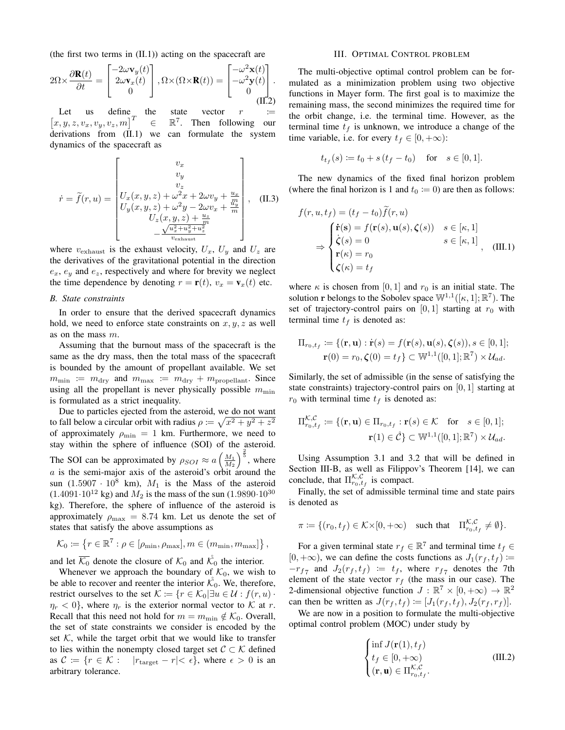(the first two terms in (II.1)) acting on the spacecraft are

$$2\Omega\times\frac{\partial \mathbf{R}(t)}{\partial t} = \begin{bmatrix} -2\omega \mathbf{v}_y(t) \\ 2\omega \mathbf{v}_x(t) \\ 0 \end{bmatrix}, \Omega\times(\Omega\times\mathbf{R}(t)) = \begin{bmatrix} -\omega^2 \mathbf{x}(t) \\ -\omega^2 \mathbf{y}(t) \\ 0 \end{bmatrix}. \tag{II.2}$$

Let us define the state vector $r := \left[x, y, z, v_x, v_y, v_z, m\right]^T \in \mathbb{R}^7$. Then following our derivations from (II.1) we can formulate the system dynamics of the spacecraft as

$$\dot{r} = \widetilde{f}(r,u) = \begin{bmatrix} v_x \\ v_y \\ v_z \\ U_x(x,y,z) + \omega^2 x + 2\omega v_y + \frac{u_x}{m} \\ U_y(x,y,z) + \omega^2 y - 2\omega v_x + \frac{u_y}{m} \\ U_z(x,y,z) + \frac{u_z}{m} \\ -\frac{\sqrt{u_x^2+u_y^2+u_z^2}}{v_{\text{exhaust}}} \end{bmatrix}, \tag{II.3}$$

where $v_{\text{exhaust}}$ is the exhaust velocity, $U_x$, $U_y$ and $U_z$ are the derivatives of the gravitational potential in the direction $e_x$, $e_y$ and $e_z$, respectively and where for brevity we neglect the time dependence by denoting $r = \mathbf{r}(t)$, $v_x = \mathbf{v}_x(t)$ etc.

### B. State constraints

In order to ensure that the derived spacecraft dynamics hold, we need to enforce state constraints on $x, y, z$ as well as on the mass $m$.

Assuming that the burnout mass of the spacecraft is the same as the dry mass, then the total mass of the spacecraft is bounded by the amount of propellant available. We set $m_{\min} := m_{\text{dry}}$ and $m_{\max} := m_{\text{dry}} + m_{\text{propellant}}$. Since using all the propellant is never physically possible $m_{\min}$ is formulated as a strict inequality.

Due to particles ejected from the asteroid, we do not want to fall below a circular orbit with radius $\rho := \sqrt{x^2+y^2+z^2}$ of approximately $\rho_{\min} = 1$ km. Furthermore, we need to stay within the sphere of influence (SOI) of the asteroid. The SOI can be approximated by $\rho_{SOI} \approx a\left(\frac{M_1}{M_2}\right)^{\frac{2}{5}}$, where $a$ is the semi-major axis of the asteroid's orbit around the sun ($1.5907 \cdot 10^8$ km), $M_1$ is the Mass of the asteroid ($1.4091 \cdot 10^{12}$ kg) and $M_2$ is the mass of the sun ($1.9890 \cdot 10^{30}$ kg). Therefore, the sphere of influence of the asteroid is approximately $\rho_{\max} = 8.74$ km. Let us denote the set of states that satisfy the above assumptions as

$$\mathcal{K}_0 := \left\{r \in \mathbb{R}^7 : \rho \in [\rho_{\min}, \rho_{\max}], m \in (m_{\min}, m_{\max}]\right\},$$

and let $\overline{\mathcal{K}_0}$ denote the closure of $\mathcal{K}_0$ and $\mathring{\mathcal{K}_0}$ the interior.

Whenever we approach the boundary of $\mathcal{K}_0$, we wish to be able to recover and reenter the interior $\mathring{\mathcal{K}_0}$. We, therefore, restrict ourselves to the set $\mathcal{K} := \{r \in \mathcal{K}_0 | \exists u \in \mathcal{U} : f(r,u)\cdot \eta_r < 0\}$, where $\eta_r$ is the exterior normal vector to $\mathcal{K}$ at $r$. Recall that this need not hold for $m = m_{\min} \notin \mathcal{K}_0$. Overall, the set of state constraints we consider is encoded by the set $\mathcal{K}$, while the target orbit that we would like to transfer to lies within the nonempty closed target set $\mathcal{C} \subset \mathcal{K}$ defined as $\mathcal{C} := \{r \in \mathcal{K} : \quad |r_{\text{target}} - r| < \epsilon\}$, where $\epsilon > 0$ is an arbitrary tolerance.

## III. Optimal Control problem

The multi-objective optimal control problem can be formulated as a minimization problem using two objective functions in Mayer form. The first goal is to maximize the remaining mass, the second minimizes the required time for the orbit change, i.e. the terminal time. However, as the terminal time $t_f$ is unknown, we introduce a change of the time variable, i.e. for every $t_f \in [0, +\infty)$:

$$t_{t_f}(s) := t_0 + s\,(t_f - t_0) \quad \text{for} \quad s \in [0,1].$$

The new dynamics of the fixed final horizon problem (where the final horizon is 1 and $t_0 := 0$) are then as follows:

$$f(r,u,t_f) = (t_f - t_0)\widetilde{f}(r,u)$$

$$\Rightarrow \begin{cases} \dot{\mathbf{r}}(\mathbf{s}) = f(\mathbf{r}(s), \mathbf{u}(s), \boldsymbol{\zeta}(s)) & s \in [\kappa, 1] \\ \dot{\boldsymbol{\zeta}}(s) = 0 & s \in [\kappa, 1] \\ \mathbf{r}(\kappa) = r_0 \\ \boldsymbol{\zeta}(\kappa) = t_f \end{cases}, \tag{III.1}$$

where $\kappa$ is chosen from $[0,1]$ and $r_0$ is an initial state. The solution $\mathbf{r}$ belongs to the Sobolev space $\mathbb{W}^{1,1}([\kappa,1];\mathbb{R}^7)$. The set of trajectory-control pairs on $[0,1]$ starting at $r_0$ with terminal time $t_f$ is denoted as:

$$\Pi_{r_0,t_f} := \{(\mathbf{r},\mathbf{u}) : \dot{\mathbf{r}}(s) = f(\mathbf{r}(s), \mathbf{u}(s), \boldsymbol{\zeta}(s)), s \in [0,1]; \; \mathbf{r}(0) = r_0, \boldsymbol{\zeta}(0) = t_f\} \subset \mathbb{W}^{1,1}([0,1];\mathbb{R}^7) \times \mathcal{U}_{ad}.$$

Similarly, the set of admissible (in the sense of satisfying the state constraints) trajectory-control pairs on $[0,1]$ starting at $r_0$ with terminal time $t_f$ is denoted as:

$$\Pi^{\mathcal{K},\mathcal{C}}_{r_0,t_f} := \{(\mathbf{r},\mathbf{u}) \in \Pi_{r_0,t_f} : \mathbf{r}(s) \in \mathcal{K} \quad \text{for} \quad s \in [0,1]; \; \mathbf{r}(1) \in \mathring{\mathcal{C}}\} \subset \mathbb{W}^{1,1}([0,1];\mathbb{R}^7) \times \mathcal{U}_{ad}.$$

Using Assumption 3.1 and 3.2 that will be defined in Section III-B, as well as Filippov's Theorem [14], we can conclude, that $\Pi^{\mathcal{K},\mathcal{C}}_{r_0,t_f}$ is compact.

Finally, the set of admissible terminal time and state pairs is denoted as

$$\pi := \{(r_0, t_f) \in \mathcal{K}\times[0,+\infty) \quad \text{such that} \quad \Pi^{\mathcal{K},\mathcal{C}}_{r_0,t_f} \neq \emptyset\}.$$

For a given terminal state $r_f \in \mathbb{R}^7$ and terminal time $t_f \in [0,+\infty)$, we can define the costs functions as $J_1(r_f,t_f) := -r_{f7}$ and $J_2(r_f,t_f) := t_f$, where $r_{f7}$ denotes the 7th element of the state vector $r_f$ (the mass in our case). The 2-dimensional objective function $J : \mathbb{R}^7 \times [0,+\infty) \to \mathbb{R}^2$ can then be written as $J(r_f,t_f) := [J_1(r_f,t_f), J_2(r_f,r_f)]$.

We are now in a position to formulate the multi-objective optimal control problem (MOC) under study by

$$\begin{cases} \inf J(\mathbf{r}(1), t_f) \\ t_f \in [0,+\infty) \\ (\mathbf{r},\mathbf{u}) \in \Pi^{\mathcal{K},\mathcal{C}}_{r_0,t_f}. \end{cases} \tag{III.2}$$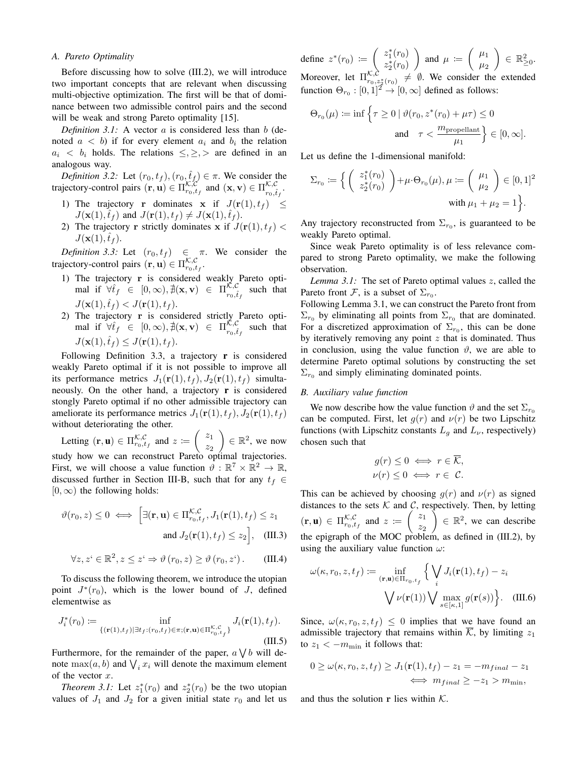### A. Pareto Optimality

Before discussing how to solve (III.2), we will introduce two important concepts that are relevant when discussing multi-objective optimization. The first will be that of dominance between two admissible control pairs and the second will be weak and strong Pareto optimality [15].

*Definition 3.1:* A vector $a$ is considered less than $b$ (denoted $a < b$) if for every element $a_i$ and $b_i$ the relation $a_i < b_i$ holds. The relations $\leq, \geq, >$ are defined in an analogous way.

*Definition 3.2:* Let $(r_0, t_f), (r_0, \hat{t}_f) \in \pi$. We consider the trajectory-control pairs $(\mathbf{r}, \mathbf{u}) \in \Pi^{\mathcal{K},\mathcal{C}}_{r_0,t_f}$ and $(\mathbf{x}, \mathbf{v}) \in \Pi^{\mathcal{K},\mathcal{C}}_{r_0,\hat{t}_f}$.

1) The trajectory $\mathbf{r}$ dominates $\mathbf{x}$ if $J(\mathbf{r}(1), t_f) \leq J(\mathbf{x}(1), \hat{t}_f)$ and $J(\mathbf{r}(1), t_f) \neq J(\mathbf{x}(1), \hat{t}_f)$.
2) The trajectory $\mathbf{r}$ strictly dominates $\mathbf{x}$ if $J(\mathbf{r}(1), t_f) < J(\mathbf{x}(1), \hat{t}_f)$.

*Definition 3.3:* Let $(r_0, t_f) \in \pi$. We consider the trajectory-control pairs $(\mathbf{r}, \mathbf{u}) \in \Pi^{\mathcal{K},\mathcal{C}}_{r_0,t_f}$.

1) The trajectory $\mathbf{r}$ is considered weakly Pareto optimal if $\forall \hat{t}_f \in [0, \infty), \nexists (\mathbf{x}, \mathbf{v}) \in \Pi^{\mathcal{K},\mathcal{C}}_{r_0,\hat{t}_f}$ such that $J(\mathbf{x}(1), \hat{t}_f) < J(\mathbf{r}(1), t_f)$.
2) The trajectory $\mathbf{r}$ is considered strictly Pareto optimal if $\forall \hat{t}_f \in [0, \infty), \nexists (\mathbf{x}, \mathbf{v}) \in \Pi^{\mathcal{K},\mathcal{C}}_{r_0,\hat{t}_f}$ such that $J(\mathbf{x}(1), \hat{t}_f) \leq J(\mathbf{r}(1), t_f)$.

Following Definition 3.3, a trajectory $\mathbf{r}$ is considered weakly Pareto optimal if it is not possible to improve all its performance metrics $J_1(\mathbf{r}(1), t_f), J_2(\mathbf{r}(1), t_f)$ simultaneously. On the other hand, a trajectory $\mathbf{r}$ is considered stongly Pareto optimal if no other admissible trajectory can ameliorate its performance metrics $J_1(\mathbf{r}(1), t_f), J_2(\mathbf{r}(1), t_f)$ without deteriorating the other.

Letting $(\mathbf{r}, \mathbf{u}) \in \Pi^{\mathcal{K},\mathcal{C}}_{r_0,t_f}$ and $z := \begin{pmatrix} z_1 \\ z_2 \end{pmatrix} \in \mathbb{R}^2$, we now study how we can reconstruct Pareto optimal trajectories. First, we will choose a value function $\vartheta : \mathbb{R}^7 \times \mathbb{R}^2 \to \mathbb{R}$, discussed further in Section III-B, such that for any $t_f \in [0, \infty)$ the following holds:

$$\vartheta(r_0, z) \leq 0 \iff \Big[\exists (\mathbf{r}, \mathbf{u}) \in \Pi^{\mathcal{K},\mathcal{C}}_{r_0,t_f}, J_1(\mathbf{r}(1), t_f) \leq z_1 \text{ and } J_2(\mathbf{r}(1), t_f) \leq z_2\Big], \quad \text{(III.3)}$$

$$\forall z, z' \in \mathbb{R}^2, z \leq z' \Rightarrow \vartheta(r_0, z) \geq \vartheta(r_0, z'). \quad \text{(III.4)}$$

To discuss the following theorem, we introduce the utopian point $J^*(r_0)$, which is the lower bound of $J$, defined elementwise as

$$J_i^*(r_0) := \inf_{\{(\mathbf{r}(1), t_f) | \exists t_f : (r_0, t_f) \in \pi; (\mathbf{r}, \mathbf{u}) \in \Pi^{\mathcal{K},\mathcal{C}}_{r_0,t_f}\}} J_i(\mathbf{r}(1), t_f). \quad \text{(III.5)}$$

Furthermore, for the remainder of the paper, $a \bigvee b$ will denote $\max(a, b)$ and $\bigvee_i x_i$ will denote the maximum element of the vector $x$.

*Theorem 3.1:* Let $z_1^*(r_0)$ and $z_2^*(r_0)$ be the two utopian values of $J_1$ and $J_2$ for a given initial state $r_0$ and let us define $z^*(r_0) := \begin{pmatrix} z_1^*(r_0) \\ z_2^*(r_0) \end{pmatrix}$ and $\mu := \begin{pmatrix} \mu_1 \\ \mu_2 \end{pmatrix} \in \mathbb{R}^2_{\geq 0}$. Moreover, let $\Pi^{\mathcal{K},\mathcal{C}}_{r_0, z_2^*(r_0)} \neq \emptyset$. We consider the extended function $\Theta_{r_0} : [0,1]^2 \to [0, \infty]$ defined as follows:

$$\Theta_{r_0}(\mu) := \inf \Big\{ \tau \geq 0 \mid \vartheta(r_0, z^*(r_0) + \mu\tau) \leq 0 \text{ and } \tau < \frac{m_{\text{propellant}}}{\mu_1} \Big\} \in [0, \infty].$$

Let us define the 1-dimensional manifold:

$$\Sigma_{r_0} := \Big\{ \begin{pmatrix} z_1^*(r_0) \\ z_2^*(r_0) \end{pmatrix} + \mu \cdot \Theta_{r_0}(\mu), \mu := \begin{pmatrix} \mu_1 \\ \mu_2 \end{pmatrix} \in [0,1]^2 \text{ with } \mu_1 + \mu_2 = 1 \Big\}.$$

Any trajectory reconstructed from $\Sigma_{r_0}$, is guaranteed to be weakly Pareto optimal.

Since weak Pareto optimality is of less relevance compared to strong Pareto optimality, we make the following observation.

*Lemma 3.1:* The set of Pareto optimal values $z$, called the Pareto front $\mathcal{F}$, is a subset of $\Sigma_{r_0}$.

Following Lemma 3.1, we can construct the Pareto front from $\Sigma_{r_0}$ by eliminating all points from $\Sigma_{r_0}$ that are dominated. For a discretized approximation of $\Sigma_{r_0}$, this can be done by iteratively removing any point $z$ that is dominated. Thus in conclusion, using the value function $\vartheta$, we are able to determine Pareto optimal solutions by constructing the set $\Sigma_{r_0}$ and simply eliminating dominated points.

### B. Auxiliary value function

We now describe how the value function $\vartheta$ and the set $\Sigma_{r_0}$ can be computed. First, let $g(r)$ and $\nu(r)$ be two Lipschitz functions (with Lipschitz constants $L_g$ and $L_\nu$, respectively) chosen such that

$$g(r) \leq 0 \iff r \in \overline{\mathcal{K}},$$
$$\nu(r) \leq 0 \iff r \in \mathcal{C}.$$

This can be achieved by choosing $g(r)$ and $\nu(r)$ as signed distances to the sets $\mathcal{K}$ and $\mathcal{C}$, respectively. Then, by letting $(\mathbf{r}, \mathbf{u}) \in \Pi^{\mathcal{K},\mathcal{C}}_{r_0,t_f}$ and $z := \begin{pmatrix} z_1 \\ z_2 \end{pmatrix} \in \mathbb{R}^2$, we can describe the epigraph of the MOC problem, as defined in (III.2), by using the auxiliary value function $\omega$:

$$\omega(\kappa, r_0, z, t_f) := \inf_{(\mathbf{r}, \mathbf{u}) \in \Pi_{r_0,t_f}} \Big\{ \bigvee_i J_i(\mathbf{r}(1), t_f) - z_i \bigvee \nu(\mathbf{r}(1)) \bigvee \max_{s \in [\kappa, 1]} g(\mathbf{r}(s)) \Big\}. \quad \text{(III.6)}$$

Since, $\omega(\kappa, r_0, z, t_f) \leq 0$ implies that we have found an admissible trajectory that remains within $\overline{\mathcal{K}}$, by limiting $z_1$ to $z_1 < -m_{\min}$ it follows that:

$$0 \geq \omega(\kappa, r_0, z, t_f) \geq J_1(\mathbf{r}(1), t_f) - z_1 = -m_{final} - z_1 \iff m_{final} \geq -z_1 > m_{\min},$$

and thus the solution $\mathbf{r}$ lies within $\mathcal{K}$.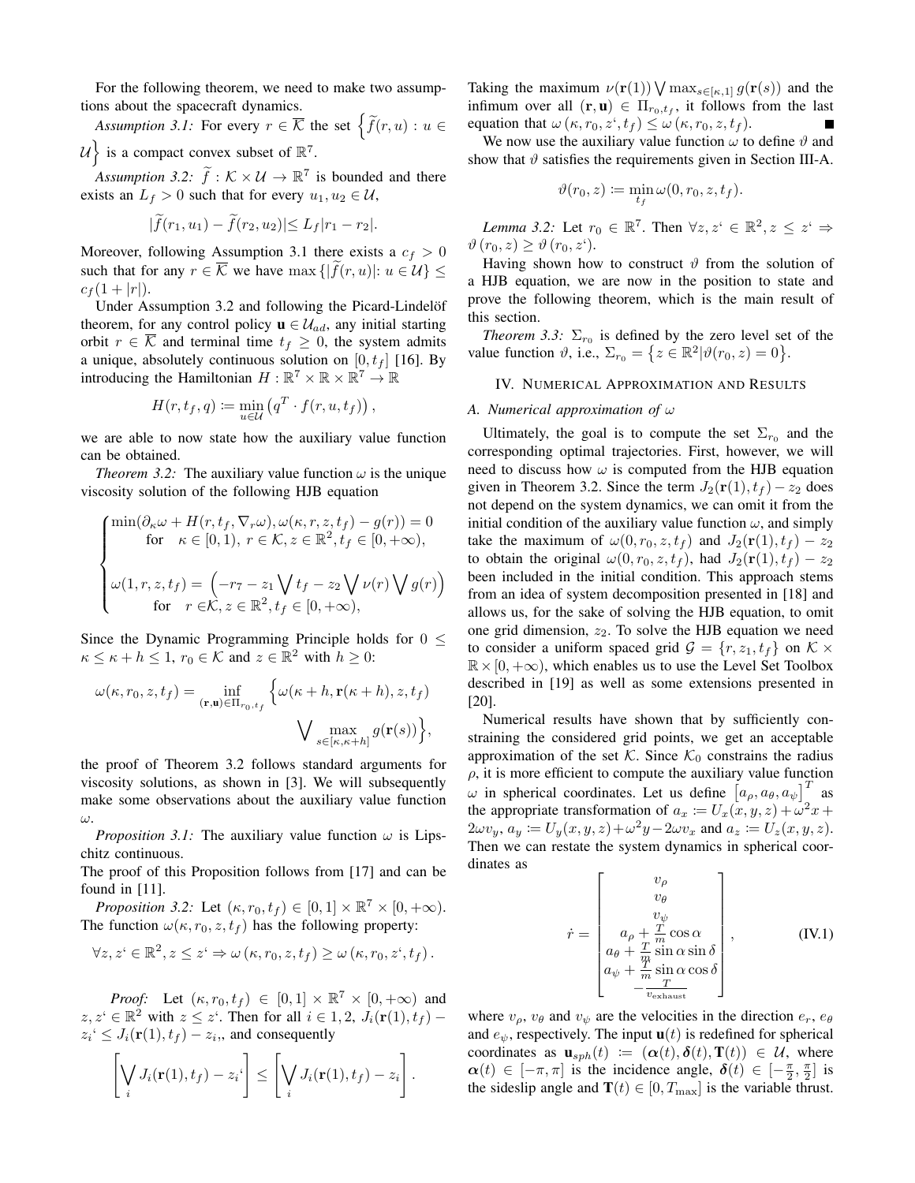For the following theorem, we need to make two assumptions about the spacecraft dynamics.

*Assumption 3.1:* For every $r \in \overline{\mathcal{K}}$ the set $\left\{\widetilde{f}(r,u) : u \in \mathcal{U}\right\}$ is a compact convex subset of $\mathbb{R}^7$.

*Assumption 3.2:* $\widetilde{f} : \mathcal{K} \times \mathcal{U} \to \mathbb{R}^7$ is bounded and there exists an $L_f > 0$ such that for every $u_1, u_2 \in \mathcal{U}$,

$$|\widetilde{f}(r_1, u_1) - \widetilde{f}(r_2, u_2)| \leq L_f |r_1 - r_2|.$$

Moreover, following Assumption 3.1 there exists a $c_f > 0$ such that for any $r \in \overline{\mathcal{K}}$ we have $\max\{|\widetilde{f}(r,u)|: u \in \mathcal{U}\} \leq c_f(1 + |r|)$.

Under Assumption 3.2 and following the Picard-Lindelöf theorem, for any control policy $\mathbf{u} \in \mathcal{U}_{ad}$, any initial starting orbit $r \in \overline{\mathcal{K}}$ and terminal time $t_f \geq 0$, the system admits a unique, absolutely continuous solution on $[0, t_f]$ [16]. By introducing the Hamiltonian $H : \mathbb{R}^7 \times \mathbb{R} \times \mathbb{R}^7 \to \mathbb{R}$

$$H(r, t_f, q) \coloneqq \min_{u \in \mathcal{U}} \left(q^T \cdot f(r, u, t_f)\right),$$

we are able to now state how the auxiliary value function can be obtained.

*Theorem 3.2:* The auxiliary value function $\omega$ is the unique viscosity solution of the following HJB equation

$$\begin{cases} \min(\partial_\kappa \omega + H(r, t_f, \nabla_r \omega), \omega(\kappa, r, z, t_f) - g(r)) = 0 \\ \quad \text{for} \quad \kappa \in [0,1),\ r \in \mathcal{K}, z \in \mathbb{R}^2, t_f \in [0, +\infty), \\ \\ \omega(1, r, z, t_f) = \left(-r_7 - z_1 \bigvee t_f - z_2 \bigvee \nu(r) \bigvee g(r)\right) \\ \quad \text{for} \quad r \in \mathcal{K}, z \in \mathbb{R}^2, t_f \in [0, +\infty), \end{cases}$$

Since the Dynamic Programming Principle holds for $0 \leq \kappa \leq \kappa + h \leq 1$, $r_0 \in \mathcal{K}$ and $z \in \mathbb{R}^2$ with $h \geq 0$:

$$\omega(\kappa, r_0, z, t_f) = \inf_{(\mathbf{r}, \mathbf{u}) \in \Pi_{r_0, t_f}} \Big\{ \omega(\kappa + h, \mathbf{r}(\kappa + h), z, t_f) \bigvee \max_{s \in [\kappa, \kappa + h]} g(\mathbf{r}(s)) \Big\},$$

the proof of Theorem 3.2 follows standard arguments for viscosity solutions, as shown in [3]. We will subsequently make some observations about the auxiliary value function $\omega$.

*Proposition 3.1:* The auxiliary value function $\omega$ is Lipschitz continuous.

The proof of this Proposition follows from [17] and can be found in [11].

*Proposition 3.2:* Let $(\kappa, r_0, t_f) \in [0,1] \times \mathbb{R}^7 \times [0, +\infty)$. The function $\omega(\kappa, r_0, z, t_f)$ has the following property:

$$\forall z, z' \in \mathbb{R}^2, z \leq z' \Rightarrow \omega\left(\kappa, r_0, z, t_f\right) \geq \omega\left(\kappa, r_0, z', t_f\right).$$

*Proof:* Let $(\kappa, r_0, t_f) \in [0,1] \times \mathbb{R}^7 \times [0, +\infty)$ and $z, z' \in \mathbb{R}^2$ with $z \leq z'$. Then for all $i \in 1, 2$, $J_i(\mathbf{r}(1), t_f) - z_i' \leq J_i(\mathbf{r}(1), t_f) - z_i$, and consequently

$$\left[\bigvee_i J_i(\mathbf{r}(1), t_f) - z_i'\right] \leq \left[\bigvee_i J_i(\mathbf{r}(1), t_f) - z_i\right].$$

Taking the maximum $\nu(\mathbf{r}(1)) \bigvee \max_{s \in [\kappa, 1]} g(\mathbf{r}(s))$ and the infimum over all $(\mathbf{r}, \mathbf{u}) \in \Pi_{r_0, t_f}$, it follows from the last equation that $\omega\left(\kappa, r_0, z', t_f\right) \leq \omega\left(\kappa, r_0, z, t_f\right)$. ∎

We now use the auxiliary value function $\omega$ to define $\vartheta$ and show that $\vartheta$ satisfies the requirements given in Section III-A.

$$\vartheta(r_0, z) \coloneqq \min_{t_f} \omega(0, r_0, z, t_f).$$

*Lemma 3.2:* Let $r_0 \in \mathbb{R}^7$. Then $\forall z, z' \in \mathbb{R}^2, z \leq z' \Rightarrow \vartheta\left(r_0, z\right) \geq \vartheta\left(r_0, z'\right)$.

Having shown how to construct $\vartheta$ from the solution of a HJB equation, we are now in the position to state and prove the following theorem, which is the main result of this section.

*Theorem 3.3:* $\Sigma_{r_0}$ is defined by the zero level set of the value function $\vartheta$, i.e., $\Sigma_{r_0} = \left\{z \in \mathbb{R}^2 | \vartheta(r_0, z) = 0\right\}$.

## IV. Numerical Approximation and Results

### A. Numerical approximation of $\omega$

Ultimately, the goal is to compute the set $\Sigma_{r_0}$ and the corresponding optimal trajectories. First, however, we will need to discuss how $\omega$ is computed from the HJB equation given in Theorem 3.2. Since the term $J_2(\mathbf{r}(1), t_f) - z_2$ does not depend on the system dynamics, we can omit it from the initial condition of the auxiliary value function $\omega$, and simply take the maximum of $\omega(0, r_0, z, t_f)$ and $J_2(\mathbf{r}(1), t_f) - z_2$ to obtain the original $\omega(0, r_0, z, t_f)$, had $J_2(\mathbf{r}(1), t_f) - z_2$ been included in the initial condition. This approach stems from an idea of system decomposition presented in [18] and allows us, for the sake of solving the HJB equation, to omit one grid dimension, $z_2$. To solve the HJB equation we need to consider a uniform spaced grid $\mathcal{G} = \{r, z_1, t_f\}$ on $\mathcal{K} \times \mathbb{R} \times [0, +\infty)$, which enables us to use the Level Set Toolbox described in [19] as well as some extensions presented in [20].

Numerical results have shown that by sufficiently constraining the considered grid points, we get an acceptable approximation of the set $\mathcal{K}$. Since $\mathcal{K}_0$ constrains the radius $\rho$, it is more efficient to compute the auxiliary value function $\omega$ in spherical coordinates. Let us define $\left[a_\rho, a_\theta, a_\psi\right]^T$ as the appropriate transformation of $a_x \coloneqq U_x(x,y,z) + \omega^2 x + 2\omega v_y$, $a_y \coloneqq U_y(x,y,z) + \omega^2 y - 2\omega v_x$ and $a_z \coloneqq U_z(x,y,z)$. Then we can restate the system dynamics in spherical coordinates as

$$\dot{r} = \begin{bmatrix} v_\rho \\ v_\theta \\ v_\psi \\ a_\rho + \frac{T}{m}\cos\alpha \\ a_\theta + \frac{T}{m}\sin\alpha\sin\delta \\ a_\psi + \frac{T}{m}\sin\alpha\cos\delta \\ -\frac{T}{v_{\text{exhaust}}} \end{bmatrix}, \tag{IV.1}$$

where $v_\rho$, $v_\theta$ and $v_\psi$ are the velocities in the direction $e_r$, $e_\theta$ and $e_\psi$, respectively. The input $\mathbf{u}(t)$ is redefined for spherical coordinates as $\mathbf{u}_{sph}(t) \coloneqq (\boldsymbol{\alpha}(t), \boldsymbol{\delta}(t), \mathbf{T}(t)) \in \mathcal{U}$, where $\boldsymbol{\alpha}(t) \in [-\pi, \pi]$ is the incidence angle, $\boldsymbol{\delta}(t) \in [-\frac{\pi}{2}, \frac{\pi}{2}]$ is the sideslip angle and $\mathbf{T}(t) \in [0, T_{\max}]$ is the variable thrust.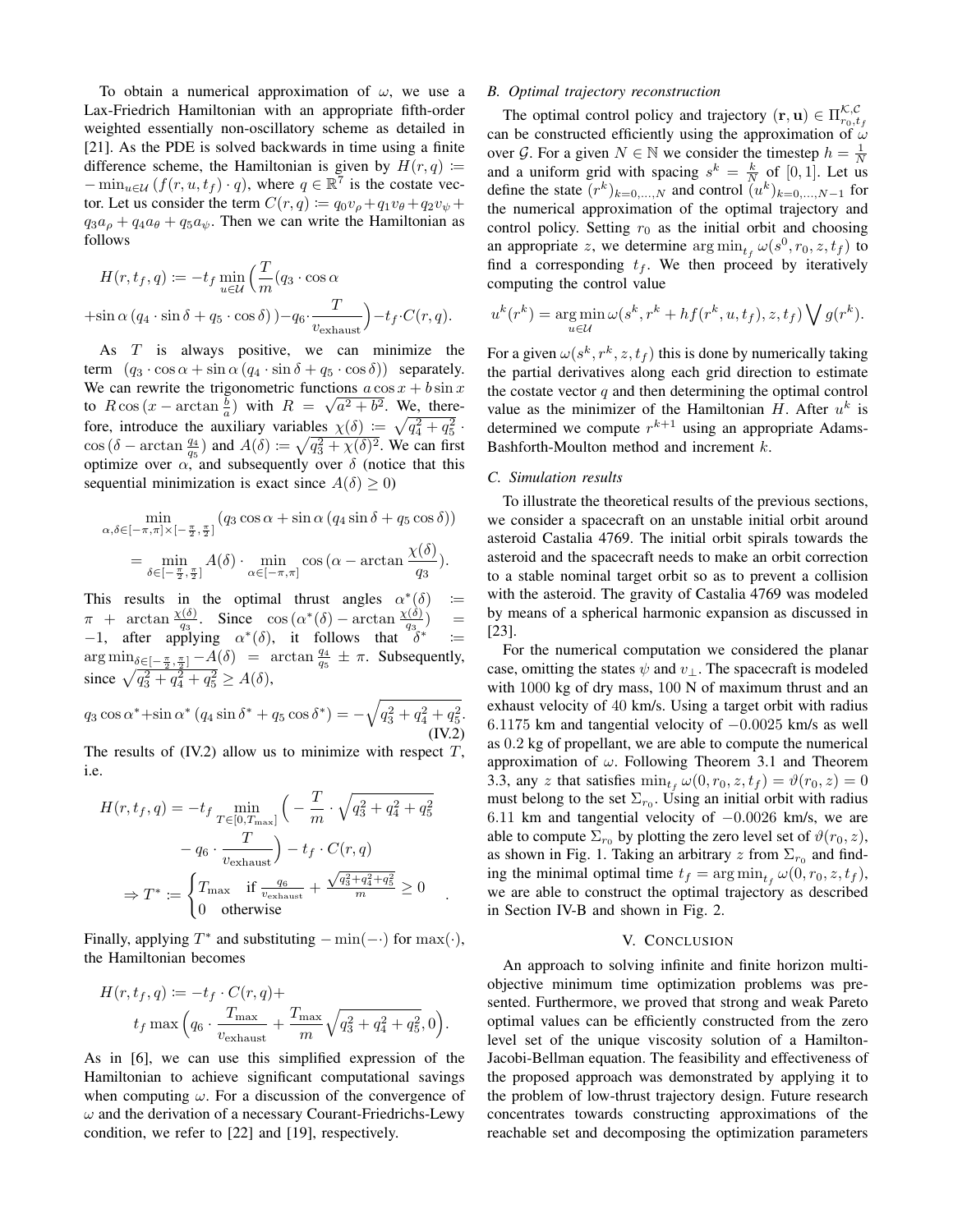To obtain a numerical approximation of $\omega$, we use a Lax-Friedrich Hamiltonian with an appropriate fifth-order weighted essentially non-oscillatory scheme as detailed in [21]. As the PDE is solved backwards in time using a finite difference scheme, the Hamiltonian is given by $H(r,q) := -\min_{u\in\mathcal{U}} (f(r,u,t_f)\cdot q)$, where $q \in \mathbb{R}^7$ is the costate vector. Let us consider the term $C(r,q) := q_0 v_\rho + q_1 v_\theta + q_2 v_\psi + q_3 a_\rho + q_4 a_\theta + q_5 a_\psi$. Then we can write the Hamiltonian as follows

$$H(r,t_f,q) := -t_f \min_{u\in\mathcal{U}} \Big(\frac{T}{m}(q_3 \cdot \cos\alpha + \sin\alpha\,(q_4 \cdot \sin\delta + q_5 \cdot \cos\delta)\,) - q_6 \cdot \frac{T}{v_{\text{exhaust}}}\Big) - t_f \cdot C(r,q).$$

As $T$ is always positive, we can minimize the term $(q_3 \cdot \cos\alpha + \sin\alpha\,(q_4 \cdot \sin\delta + q_5 \cdot \cos\delta))$ separately. We can rewrite the trigonometric functions $a\cos x + b \sin x$ to $R\cos(x - \arctan\frac{b}{a})$ with $R = \sqrt{a^2+b^2}$. We, therefore, introduce the auxiliary variables $\chi(\delta) := \sqrt{q_4^2+q_5^2} \cdot \cos(\delta - \arctan\frac{q_4}{q_5})$ and $A(\delta) := \sqrt{q_3^2 + \chi(\delta)^2}$. We can first optimize over $\alpha$, and subsequently over $\delta$ (notice that this sequential minimization is exact since $A(\delta) \geq 0$)

$$\min_{\alpha,\delta\in[-\pi,\pi]\times[-\frac{\pi}{2},\frac{\pi}{2}]} (q_3\cos\alpha + \sin\alpha\,(q_4 \sin\delta + q_5\cos\delta)) = \min_{\delta\in[-\frac{\pi}{2},\frac{\pi}{2}]} A(\delta) \cdot \min_{\alpha\in[-\pi,\pi]} \cos(\alpha - \arctan\frac{\chi(\delta)}{q_3}).$$

This results in the optimal thrust angles $\alpha^*(\delta) := \pi + \arctan\frac{\chi(\delta)}{q_3}$. Since $\cos(\alpha^*(\delta) - \arctan\frac{\chi(\delta)}{q_3}) = -1$, after applying $\alpha^*(\delta)$, it follows that $\delta^* := \arg\min_{\delta\in[-\frac{\pi}{2},\frac{\pi}{2}]} -A(\delta) = \arctan\frac{q_4}{q_5} \pm \pi$. Subsequently, since $\sqrt{q_3^2+q_4^2+q_5^2} \geq A(\delta)$,

$$q_3\cos\alpha^* + \sin\alpha^*\,(q_4\sin\delta^* + q_5\cos\delta^*) = -\sqrt{q_3^2+q_4^2+q_5^2}. \tag{IV.2}$$

The results of (IV.2) allow us to minimize with respect $T$, i.e.

$$H(r,t_f,q) = -t_f \min_{T\in[0,T_{\max}]} \Big(-\frac{T}{m}\cdot\sqrt{q_3^2+q_4^2+q_5^2} - q_6 \cdot \frac{T}{v_{\text{exhaust}}}\Big) - t_f \cdot C(r,q)$$

$$\Rightarrow T^* := \begin{cases} T_{\max} & \text{if } \frac{q_6}{v_{\text{exhaust}}} + \frac{\sqrt{q_3^2+q_4^2+q_5^2}}{m} \geq 0 \\ 0 & \text{otherwise} \end{cases}.$$

Finally, applying $T^*$ and substituting $-\min(-\cdot)$ for $\max(\cdot)$, the Hamiltonian becomes

$$H(r,t_f,q) := -t_f \cdot C(r,q) + t_f \max\Big(q_6 \cdot \frac{T_{\max}}{v_{\text{exhaust}}} + \frac{T_{\max}}{m}\sqrt{q_3^2+q_4^2+q_5^2}, 0\Big).$$

As in [6], we can use this simplified expression of the Hamiltonian to achieve significant computational savings when computing $\omega$. For a discussion of the convergence of $\omega$ and the derivation of a necessary Courant-Friedrichs-Lewy condition, we refer to [22] and [19], respectively.

### B. Optimal trajectory reconstruction

The optimal control policy and trajectory $(\mathbf{r},\mathbf{u}) \in \Pi^{\mathcal{K},\mathcal{C}}_{r_0,t_f}$ can be constructed efficiently using the approximation of $\omega$ over $\mathcal{G}$. For a given $N \in \mathbb{N}$ we consider the timestep $h = \frac{1}{N}$ and a uniform grid with spacing $s^k = \frac{k}{N}$ of $[0,1]$. Let us define the state $(r^k)_{k=0,\dots,N}$ and control $(u^k)_{k=0,\dots,N-1}$ for the numerical approximation of the optimal trajectory and control policy. Setting $r_0$ as the initial orbit and choosing an appropriate $z$, we determine $\arg\min_{t_f}\omega(s^0,r_0,z,t_f)$ to find a corresponding $t_f$. We then proceed by iteratively computing the control value

$$u^k(r^k) = \arg\min_{u\in\mathcal{U}} \omega(s^k, r^k + hf(r^k,u,t_f), z, t_f) \bigvee g(r^k).$$

For a given $\omega(s^k,r^k,z,t_f)$ this is done by numerically taking the partial derivatives along each grid direction to estimate the costate vector $q$ and then determining the optimal control value as the minimizer of the Hamiltonian $H$. After $u^k$ is determined we compute $r^{k+1}$ using an appropriate Adams-Bashforth-Moulton method and increment $k$.

### C. Simulation results

To illustrate the theoretical results of the previous sections, we consider a spacecraft on an unstable initial orbit around asteroid Castalia 4769. The initial orbit spirals towards the asteroid and the spacecraft needs to make an orbit correction to a stable nominal target orbit so as to prevent a collision with the asteroid. The gravity of Castalia 4769 was modeled by means of a spherical harmonic expansion as discussed in [23].

For the numerical computation we considered the planar case, omitting the states $\psi$ and $v_\perp$. The spacecraft is modeled with 1000 kg of dry mass, 100 N of maximum thrust and an exhaust velocity of 40 km/s. Using a target orbit with radius 6.1175 km and tangential velocity of $-0.0025$ km/s as well as 0.2 kg of propellant, we are able to compute the numerical approximation of $\omega$. Following Theorem 3.1 and Theorem 3.3, any $z$ that satisfies $\min_{t_f}\omega(0,r_0,z,t_f) = \vartheta(r_0,z) = 0$ must belong to the set $\Sigma_{r_0}$. Using an initial orbit with radius 6.11 km and tangential velocity of $-0.0026$ km/s, we are able to compute $\Sigma_{r_0}$ by plotting the zero level set of $\vartheta(r_0,z)$, as shown in Fig. 1. Taking an arbitrary $z$ from $\Sigma_{r_0}$ and finding the minimal optimal time $t_f = \arg\min_{t_f}\omega(0,r_0,z,t_f)$, we are able to construct the optimal trajectory as described in Section IV-B and shown in Fig. 2.

## V. Conclusion

An approach to solving infinite and finite horizon multi-objective minimum time optimization problems was presented. Furthermore, we proved that strong and weak Pareto optimal values can be efficiently constructed from the zero level set of the unique viscosity solution of a Hamilton-Jacobi-Bellman equation. The feasibility and effectiveness of the proposed approach was demonstrated by applying it to the problem of low-thrust trajectory design. Future research concentrates towards constructing approximations of the reachable set and decomposing the optimization parameters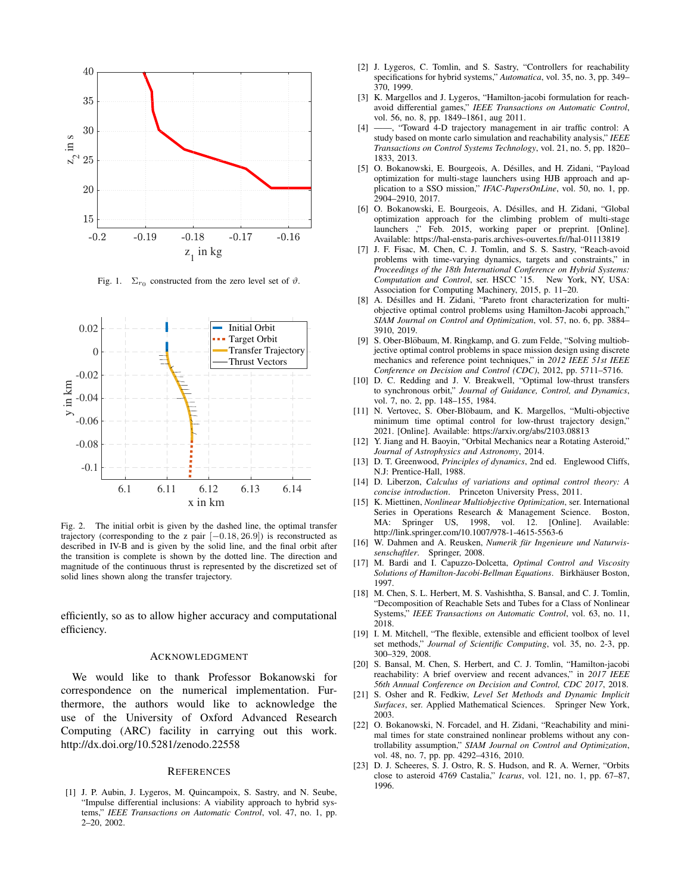40
35
30
$z_2$ in s
25
20
15
-0.2
-0.19
-0.18
-0.17
-0.16
$z_1$ in kg

Fig. 1. $\Sigma_{r_0}$ constructed from the zero level set of $\vartheta$.

0.02
0
-0.02
-0.04
-0.06
-0.08
-0.1
y in km
6.1
6.11
6.12
6.13
6.14
x in km
Initial Orbit
Target Orbit
Transfer Trajectory
Thrust Vectors

Fig. 2. The initial orbit is given by the dashed line, the optimal transfer trajectory (corresponding to the z pair $[-0.18, 26.9]$) is reconstructed as described in IV-B and is given by the solid line, and the final orbit after the transition is complete is shown by the dotted line. The direction and magnitude of the continuous thrust is represented by the discretized set of solid lines shown along the transfer trajectory.

efficiently, so as to allow higher accuracy and computational efficiency.

## Acknowledgment

We would like to thank Professor Bokanowski for correspondence on the numerical implementation. Furthermore, the authors would like to acknowledge the use of the University of Oxford Advanced Research Computing (ARC) facility in carrying out this work. http://dx.doi.org/10.5281/zenodo.22558

## References

[1] J. P. Aubin, J. Lygeros, M. Quincampoix, S. Sastry, and N. Seube, "Impulse differential inclusions: A viability approach to hybrid systems," *IEEE Transactions on Automatic Control*, vol. 47, no. 1, pp. 2–20, 2002.

[2] J. Lygeros, C. Tomlin, and S. Sastry, "Controllers for reachability specifications for hybrid systems," *Automatica*, vol. 35, no. 3, pp. 349–370, 1999.

[3] K. Margellos and J. Lygeros, "Hamilton-jacobi formulation for reach-avoid differential games," *IEEE Transactions on Automatic Control*, vol. 56, no. 8, pp. 1849–1861, aug 2011.

[4] ——, "Toward 4-D trajectory management in air traffic control: A study based on monte carlo simulation and reachability analysis," *IEEE Transactions on Control Systems Technology*, vol. 21, no. 5, pp. 1820–1833, 2013.

[5] O. Bokanowski, E. Bourgeois, A. Désilles, and H. Zidani, "Payload optimization for multi-stage launchers using HJB approach and application to a SSO mission," *IFAC-PapersOnLine*, vol. 50, no. 1, pp. 2904–2910, 2017.

[6] O. Bokanowski, E. Bourgeois, A. Désilles, and H. Zidani, "Global optimization approach for the climbing problem of multi-stage launchers ," Feb. 2015, working paper or preprint. [Online]. Available: https://hal-ensta-paris.archives-ouvertes.fr//hal-01113819

[7] J. F. Fisac, M. Chen, C. J. Tomlin, and S. S. Sastry, "Reach-avoid problems with time-varying dynamics, targets and constraints," in *Proceedings of the 18th International Conference on Hybrid Systems: Computation and Control*, ser. HSCC '15. New York, NY, USA: Association for Computing Machinery, 2015, p. 11–20.

[8] A. Désilles and H. Zidani, "Pareto front characterization for multi-objective optimal control problems using Hamilton-Jacobi approach," *SIAM Journal on Control and Optimization*, vol. 57, no. 6, pp. 3884–3910, 2019.

[9] S. Ober-Blöbaum, M. Ringkamp, and G. zum Felde, "Solving multiobjective optimal control problems in space mission design using discrete mechanics and reference point techniques," in *2012 IEEE 51st IEEE Conference on Decision and Control (CDC)*, 2012, pp. 5711–5716.

[10] D. C. Redding and J. V. Breakwell, "Optimal low-thrust transfers to synchronous orbit," *Journal of Guidance, Control, and Dynamics*, vol. 7, no. 2, pp. 148–155, 1984.

[11] N. Vertovec, S. Ober-Blöbaum, and K. Margellos, "Multi-objective minimum time optimal control for low-thrust trajectory design," 2021. [Online]. Available: https://arxiv.org/abs/2103.08813

[12] Y. Jiang and H. Baoyin, "Orbital Mechanics near a Rotating Asteroid," *Journal of Astrophysics and Astronomy*, 2014.

[13] D. T. Greenwood, *Principles of dynamics*, 2nd ed. Englewood Cliffs, N.J: Prentice-Hall, 1988.

[14] D. Liberzon, *Calculus of variations and optimal control theory: A concise introduction*. Princeton University Press, 2011.

[15] K. Miettinen, *Nonlinear Multiobjective Optimization*, ser. International Series in Operations Research & Management Science. Boston, MA: Springer US, 1998, vol. 12. [Online]. Available: http://link.springer.com/10.1007/978-1-4615-5563-6

[16] W. Dahmen and A. Reusken, *Numerik für Ingenieure und Naturwissenschaftler*. Springer, 2008.

[17] M. Bardi and I. Capuzzo-Dolcetta, *Optimal Control and Viscosity Solutions of Hamilton-Jacobi-Bellman Equations*. Birkhäuser Boston, 1997.

[18] M. Chen, S. L. Herbert, M. S. Vashishtha, S. Bansal, and C. J. Tomlin, "Decomposition of Reachable Sets and Tubes for a Class of Nonlinear Systems," *IEEE Transactions on Automatic Control*, vol. 63, no. 11, 2018.

[19] I. M. Mitchell, "The flexible, extensible and efficient toolbox of level set methods," *Journal of Scientific Computing*, vol. 35, no. 2-3, pp. 300–329, 2008.

[20] S. Bansal, M. Chen, S. Herbert, and C. J. Tomlin, "Hamilton-jacobi reachability: A brief overview and recent advances," in *2017 IEEE 56th Annual Conference on Decision and Control, CDC 2017*, 2018.

[21] S. Osher and R. Fedkiw, *Level Set Methods and Dynamic Implicit Surfaces*, ser. Applied Mathematical Sciences. Springer New York, 2003.

[22] O. Bokanowski, N. Forcadel, and H. Zidani, "Reachability and minimal times for state constrained nonlinear problems without any controllability assumption," *SIAM Journal on Control and Optimization*, vol. 48, no. 7, pp. pp. 4292–4316, 2010.

[23] D. J. Scheeres, S. J. Ostro, R. S. Hudson, and R. A. Werner, "Orbits close to asteroid 4769 Castalia," *Icarus*, vol. 121, no. 1, pp. 67–87, 1996.